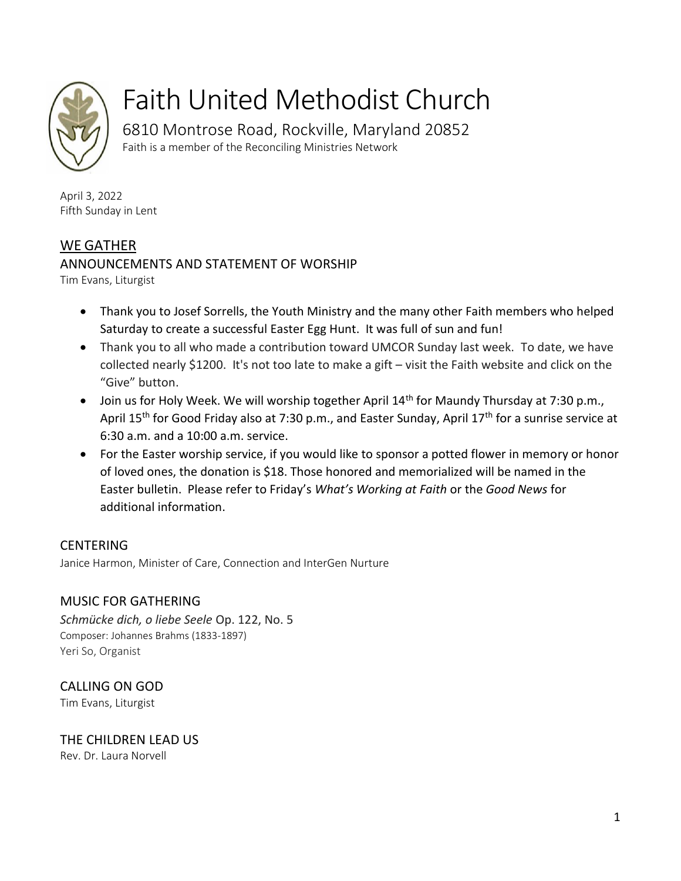# Faith United Methodist Church

6810 Montrose Road, Rockville, Maryland 20852

Faith is a member of the Reconciling Ministries Network

April 3, 2022
Fifth Sunday in Lent

## WE GATHER

### ANNOUNCEMENTS AND STATEMENT OF WORSHIP

Tim Evans, Liturgist

- Thank you to Josef Sorrells, the Youth Ministry and the many other Faith members who helped Saturday to create a successful Easter Egg Hunt. It was full of sun and fun!
- Thank you to all who made a contribution toward UMCOR Sunday last week. To date, we have collected nearly $1200. It's not too late to make a gift – visit the Faith website and click on the "Give" button.
- Join us for Holy Week. We will worship together April 14th for Maundy Thursday at 7:30 p.m., April 15th for Good Friday also at 7:30 p.m., and Easter Sunday, April 17th for a sunrise service at 6:30 a.m. and a 10:00 a.m. service.
- For the Easter worship service, if you would like to sponsor a potted flower in memory or honor of loved ones, the donation is $18. Those honored and memorialized will be named in the Easter bulletin. Please refer to Friday's *What's Working at Faith* or the *Good News* for additional information.

### CENTERING

Janice Harmon, Minister of Care, Connection and InterGen Nurture

### MUSIC FOR GATHERING

*Schmücke dich, o liebe Seele* Op. 122, No. 5

Composer: Johannes Brahms (1833-1897)

Yeri So, Organist

### CALLING ON GOD

Tim Evans, Liturgist

### THE CHILDREN LEAD US

Rev. Dr. Laura Norvell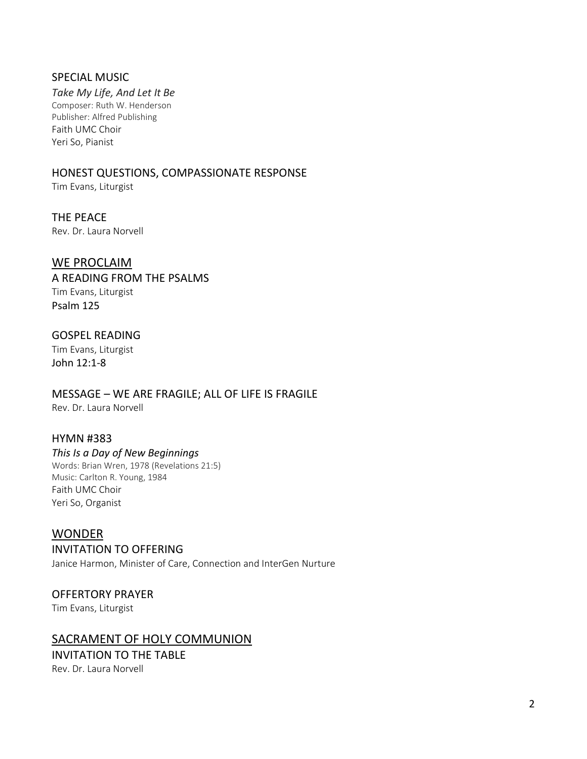SPECIAL MUSIC

*Take My Life, And Let It Be*
Composer: Ruth W. Henderson
Publisher: Alfred Publishing
Faith UMC Choir
Yeri So, Pianist

HONEST QUESTIONS, COMPASSIONATE RESPONSE
Tim Evans, Liturgist

THE PEACE
Rev. Dr. Laura Norvell

## WE PROCLAIM

A READING FROM THE PSALMS
Tim Evans, Liturgist
Psalm 125

GOSPEL READING
Tim Evans, Liturgist
John 12:1-8

MESSAGE – WE ARE FRAGILE; ALL OF LIFE IS FRAGILE
Rev. Dr. Laura Norvell

HYMN #383
*This Is a Day of New Beginnings*
Words: Brian Wren, 1978 (Revelations 21:5)
Music: Carlton R. Young, 1984
Faith UMC Choir
Yeri So, Organist

## WONDER

INVITATION TO OFFERING
Janice Harmon, Minister of Care, Connection and InterGen Nurture

OFFERTORY PRAYER
Tim Evans, Liturgist

## SACRAMENT OF HOLY COMMUNION

INVITATION TO THE TABLE
Rev. Dr. Laura Norvell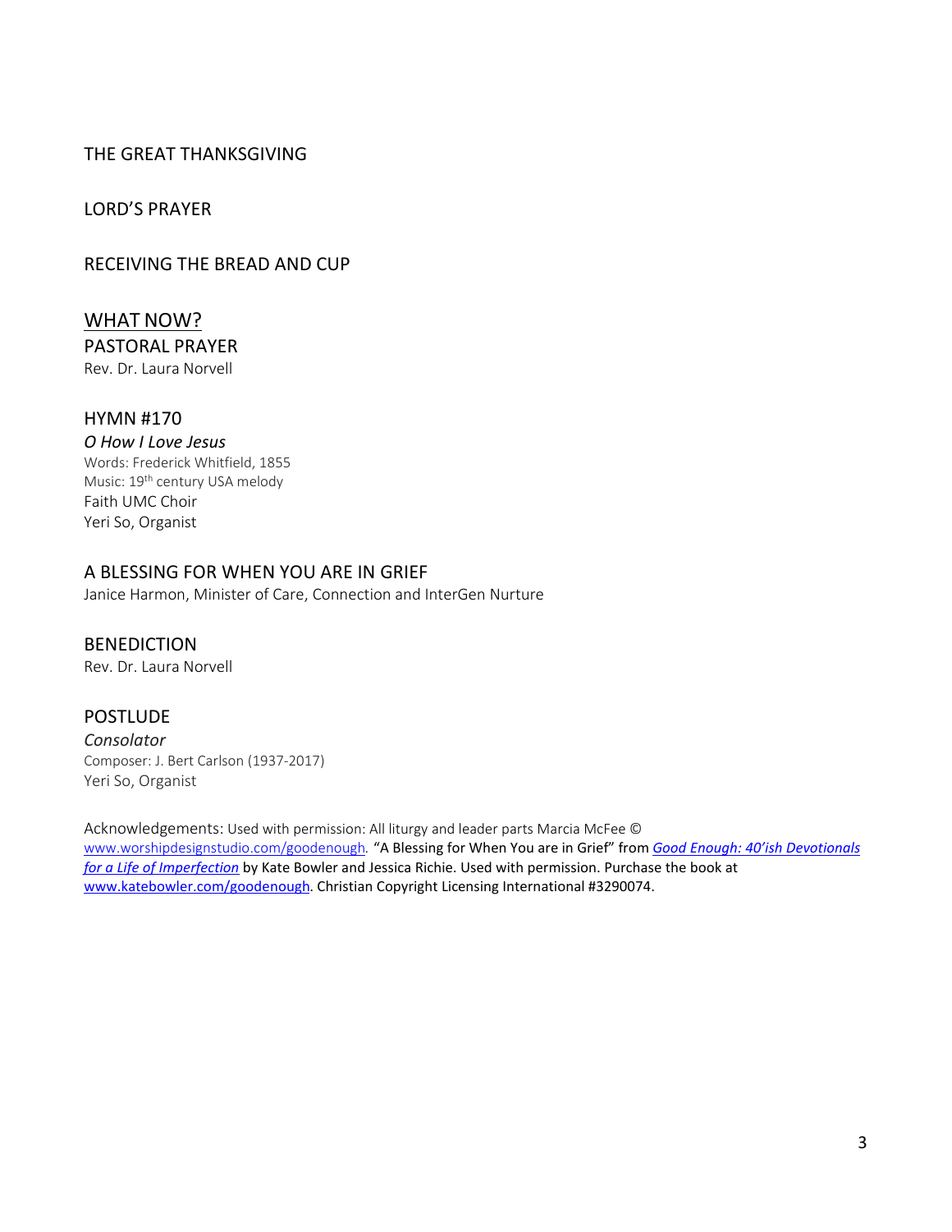## THE GREAT THANKSGIVING

## LORD'S PRAYER

## RECEIVING THE BREAD AND CUP

## WHAT NOW?

## PASTORAL PRAYER

Rev. Dr. Laura Norvell

## HYMN #170

*O How I Love Jesus*

Words: Frederick Whitfield, 1855

Music: 19th century USA melody

Faith UMC Choir

Yeri So, Organist

## A BLESSING FOR WHEN YOU ARE IN GRIEF

Janice Harmon, Minister of Care, Connection and InterGen Nurture

## BENEDICTION

Rev. Dr. Laura Norvell

## POSTLUDE

*Consolator*

Composer: J. Bert Carlson (1937-2017)

Yeri So, Organist

Acknowledgements: Used with permission: All liturgy and leader parts Marcia McFee © www.worshipdesignstudio.com/goodenough. "A Blessing for When You are in Grief" from ***Good Enough: 40'ish Devotionals for a Life of Imperfection*** by Kate Bowler and Jessica Richie. Used with permission. Purchase the book at www.katebowler.com/goodenough. Christian Copyright Licensing International #3290074.